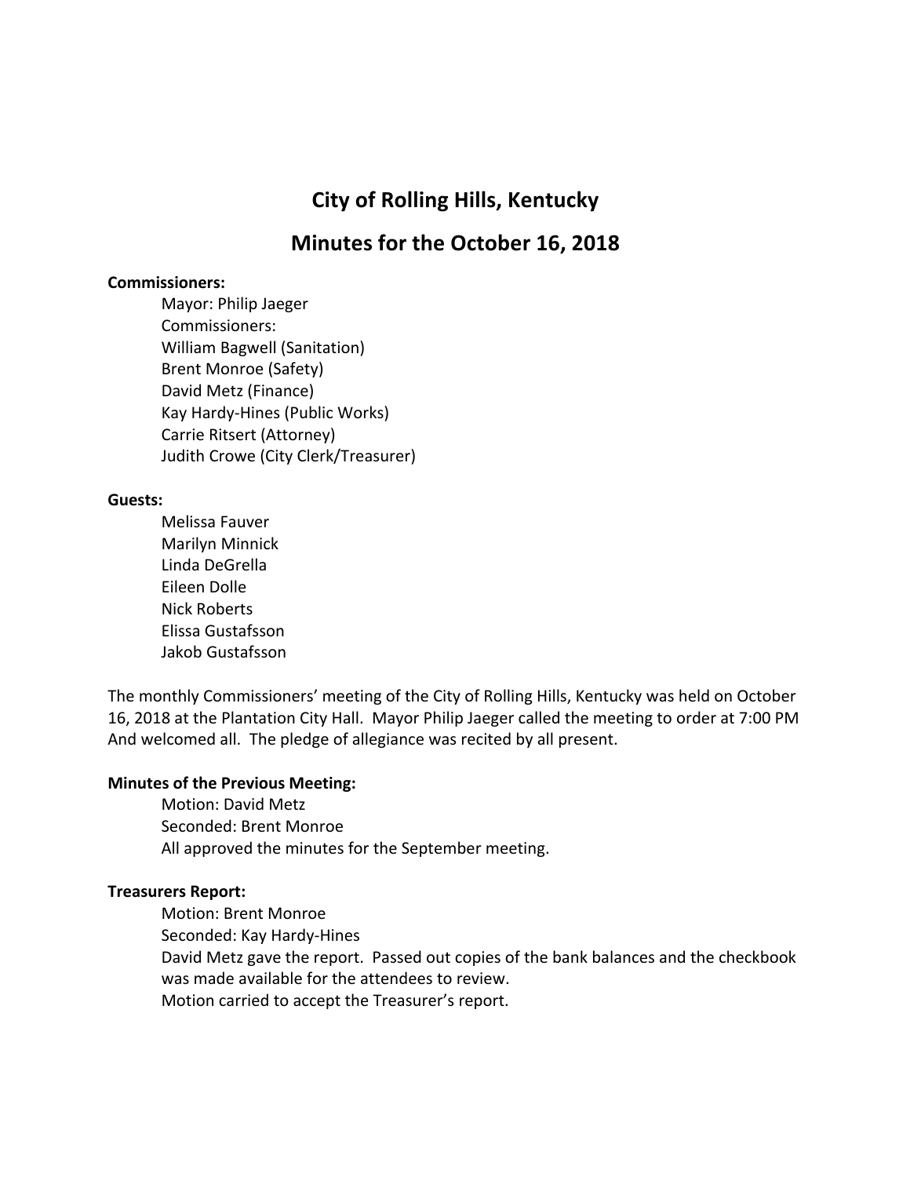# City of Rolling Hills, Kentucky

## Minutes for the October 16, 2018

**Commissioners:**

Mayor: Philip Jaeger
Commissioners:
William Bagwell (Sanitation)
Brent Monroe (Safety)
David Metz (Finance)
Kay Hardy-Hines (Public Works)
Carrie Ritsert (Attorney)
Judith Crowe (City Clerk/Treasurer)

**Guests:**

Melissa Fauver
Marilyn Minnick
Linda DeGrella
Eileen Dolle
Nick Roberts
Elissa Gustafsson
Jakob Gustafsson

The monthly Commissioners' meeting of the City of Rolling Hills, Kentucky was held on October 16, 2018 at the Plantation City Hall. Mayor Philip Jaeger called the meeting to order at 7:00 PM And welcomed all. The pledge of allegiance was recited by all present.

**Minutes of the Previous Meeting:**

Motion: David Metz
Seconded: Brent Monroe
All approved the minutes for the September meeting.

**Treasurers Report:**

Motion: Brent Monroe
Seconded: Kay Hardy-Hines
David Metz gave the report. Passed out copies of the bank balances and the checkbook was made available for the attendees to review.
Motion carried to accept the Treasurer's report.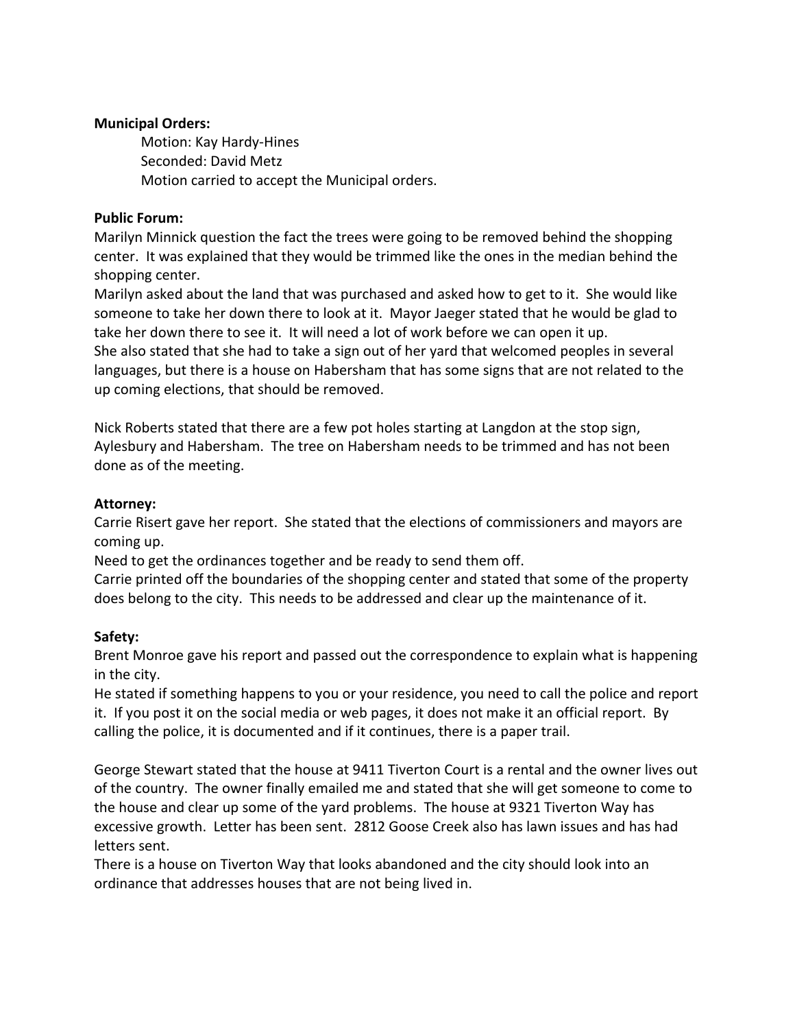**Municipal Orders:**

Motion: Kay Hardy-Hines
Seconded: David Metz
Motion carried to accept the Municipal orders.

**Public Forum:**

Marilyn Minnick question the fact the trees were going to be removed behind the shopping center. It was explained that they would be trimmed like the ones in the median behind the shopping center.

Marilyn asked about the land that was purchased and asked how to get to it. She would like someone to take her down there to look at it. Mayor Jaeger stated that he would be glad to take her down there to see it. It will need a lot of work before we can open it up.

She also stated that she had to take a sign out of her yard that welcomed peoples in several languages, but there is a house on Habersham that has some signs that are not related to the up coming elections, that should be removed.

Nick Roberts stated that there are a few pot holes starting at Langdon at the stop sign, Aylesbury and Habersham. The tree on Habersham needs to be trimmed and has not been done as of the meeting.

**Attorney:**

Carrie Risert gave her report. She stated that the elections of commissioners and mayors are coming up.

Need to get the ordinances together and be ready to send them off.

Carrie printed off the boundaries of the shopping center and stated that some of the property does belong to the city. This needs to be addressed and clear up the maintenance of it.

**Safety:**

Brent Monroe gave his report and passed out the correspondence to explain what is happening in the city.

He stated if something happens to you or your residence, you need to call the police and report it. If you post it on the social media or web pages, it does not make it an official report. By calling the police, it is documented and if it continues, there is a paper trail.

George Stewart stated that the house at 9411 Tiverton Court is a rental and the owner lives out of the country. The owner finally emailed me and stated that she will get someone to come to the house and clear up some of the yard problems. The house at 9321 Tiverton Way has excessive growth. Letter has been sent. 2812 Goose Creek also has lawn issues and has had letters sent.

There is a house on Tiverton Way that looks abandoned and the city should look into an ordinance that addresses houses that are not being lived in.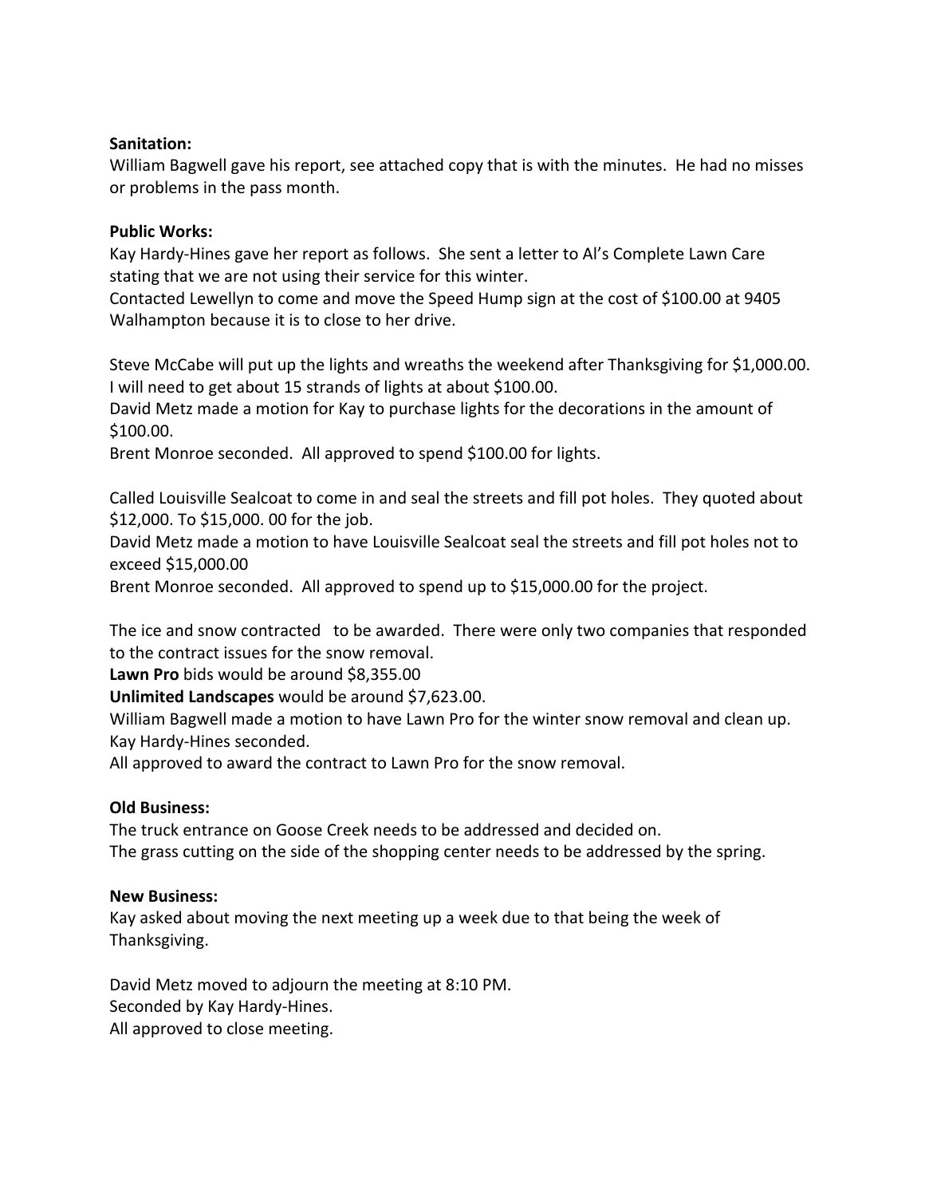**Sanitation:**
William Bagwell gave his report, see attached copy that is with the minutes. He had no misses or problems in the pass month.

**Public Works:**
Kay Hardy-Hines gave her report as follows. She sent a letter to Al's Complete Lawn Care stating that we are not using their service for this winter.
Contacted Lewellyn to come and move the Speed Hump sign at the cost of $100.00 at 9405 Walhampton because it is to close to her drive.

Steve McCabe will put up the lights and wreaths the weekend after Thanksgiving for $1,000.00. I will need to get about 15 strands of lights at about $100.00.
David Metz made a motion for Kay to purchase lights for the decorations in the amount of $100.00.
Brent Monroe seconded. All approved to spend $100.00 for lights.

Called Louisville Sealcoat to come in and seal the streets and fill pot holes. They quoted about $12,000. To $15,000. 00 for the job.
David Metz made a motion to have Louisville Sealcoat seal the streets and fill pot holes not to exceed $15,000.00
Brent Monroe seconded. All approved to spend up to $15,000.00 for the project.

The ice and snow contracted to be awarded. There were only two companies that responded to the contract issues for the snow removal.
**Lawn Pro** bids would be around $8,355.00
**Unlimited Landscapes** would be around $7,623.00.
William Bagwell made a motion to have Lawn Pro for the winter snow removal and clean up.
Kay Hardy-Hines seconded.
All approved to award the contract to Lawn Pro for the snow removal.

**Old Business:**
The truck entrance on Goose Creek needs to be addressed and decided on.
The grass cutting on the side of the shopping center needs to be addressed by the spring.

**New Business:**
Kay asked about moving the next meeting up a week due to that being the week of Thanksgiving.

David Metz moved to adjourn the meeting at 8:10 PM.
Seconded by Kay Hardy-Hines.
All approved to close meeting.